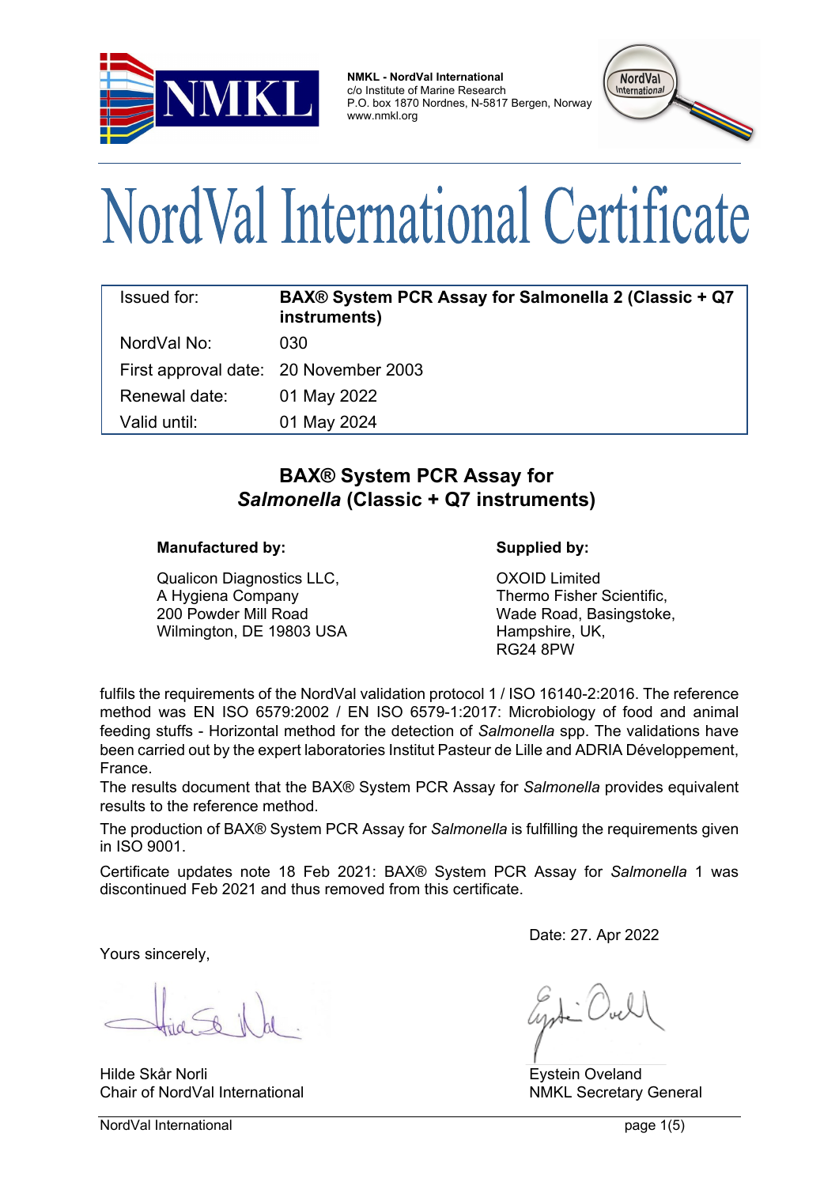NMKL - NordVal International
c/o Institute of Marine Research
P.O. box 1870 Nordnes, N-5817 Bergen, Norway
www.nmkl.org

# NordVal International Certificate

| | |
|---|---|
| Issued for: | **BAX® System PCR Assay for Salmonella 2 (Classic + Q7 instruments)** |
| NordVal No: | 030 |
| First approval date: | 20 November 2003 |
| Renewal date: | 01 May 2022 |
| Valid until: | 01 May 2024 |

## BAX® System PCR Assay for *Salmonella* (Classic + Q7 instruments)

**Manufactured by:**

Qualicon Diagnostics LLC,
A Hygiena Company
200 Powder Mill Road
Wilmington, DE 19803 USA

**Supplied by:**

OXOID Limited
Thermo Fisher Scientific,
Wade Road, Basingstoke,
Hampshire, UK,
RG24 8PW

fulfils the requirements of the NordVal validation protocol 1 / ISO 16140-2:2016. The reference method was EN ISO 6579:2002 / EN ISO 6579-1:2017: Microbiology of food and animal feeding stuffs - Horizontal method for the detection of *Salmonella* spp. The validations have been carried out by the expert laboratories Institut Pasteur de Lille and ADRIA Développement, France.

The results document that the BAX® System PCR Assay for *Salmonella* provides equivalent results to the reference method.

The production of BAX® System PCR Assay for *Salmonella* is fulfilling the requirements given in ISO 9001.

Certificate updates note 18 Feb 2021: BAX® System PCR Assay for *Salmonella* 1 was discontinued Feb 2021 and thus removed from this certificate.

Date: 27. Apr 2022

Yours sincerely,

Hilde Skår Norli
Chair of NordVal International

Eystein Oveland
NMKL Secretary General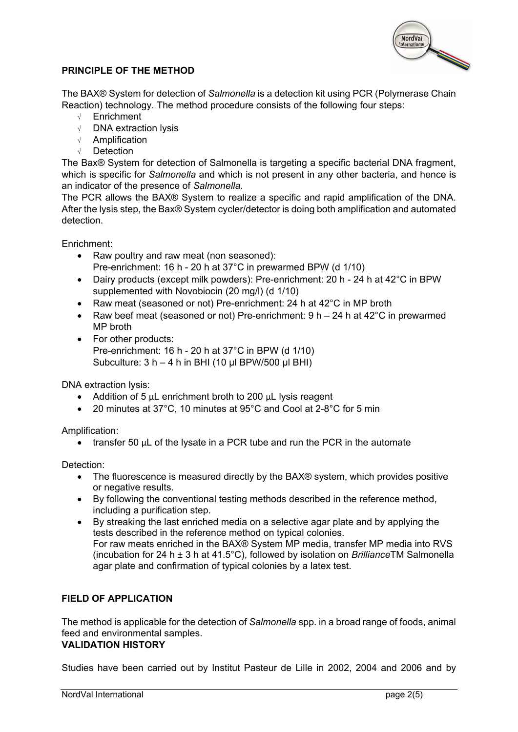## PRINCIPLE OF THE METHOD

The BAX® System for detection of *Salmonella* is a detection kit using PCR (Polymerase Chain Reaction) technology. The method procedure consists of the following four steps:

- √ Enrichment
- √ DNA extraction lysis
- √ Amplification
- √ Detection

The Bax® System for detection of Salmonella is targeting a specific bacterial DNA fragment, which is specific for *Salmonella* and which is not present in any other bacteria, and hence is an indicator of the presence of *Salmonella*.

The PCR allows the BAX® System to realize a specific and rapid amplification of the DNA. After the lysis step, the Bax® System cycler/detector is doing both amplification and automated detection.

Enrichment:

- Raw poultry and raw meat (non seasoned): Pre-enrichment: 16 h - 20 h at 37°C in prewarmed BPW (d 1/10)
- Dairy products (except milk powders): Pre-enrichment: 20 h - 24 h at 42°C in BPW supplemented with Novobiocin (20 mg/l) (d 1/10)
- Raw meat (seasoned or not) Pre-enrichment: 24 h at 42°C in MP broth
- Raw beef meat (seasoned or not) Pre-enrichment: 9 h – 24 h at 42°C in prewarmed MP broth
- For other products:
  Pre-enrichment: 16 h - 20 h at 37°C in BPW (d 1/10)
  Subculture: 3 h – 4 h in BHI (10 µl BPW/500 µl BHI)

DNA extraction lysis:

- Addition of 5 µL enrichment broth to 200 µL lysis reagent
- 20 minutes at 37°C, 10 minutes at 95°C and Cool at 2-8°C for 5 min

Amplification:

- transfer 50 µL of the lysate in a PCR tube and run the PCR in the automate

Detection:

- The fluorescence is measured directly by the BAX® system, which provides positive or negative results.
- By following the conventional testing methods described in the reference method, including a purification step.
- By streaking the last enriched media on a selective agar plate and by applying the tests described in the reference method on typical colonies.
  For raw meats enriched in the BAX® System MP media, transfer MP media into RVS (incubation for 24 h ± 3 h at 41.5°C), followed by isolation on *Brilliance*TM Salmonella agar plate and confirmation of typical colonies by a latex test.

## FIELD OF APPLICATION

The method is applicable for the detection of *Salmonella* spp. in a broad range of foods, animal feed and environmental samples.

## VALIDATION HISTORY

Studies have been carried out by Institut Pasteur de Lille in 2002, 2004 and 2006 and by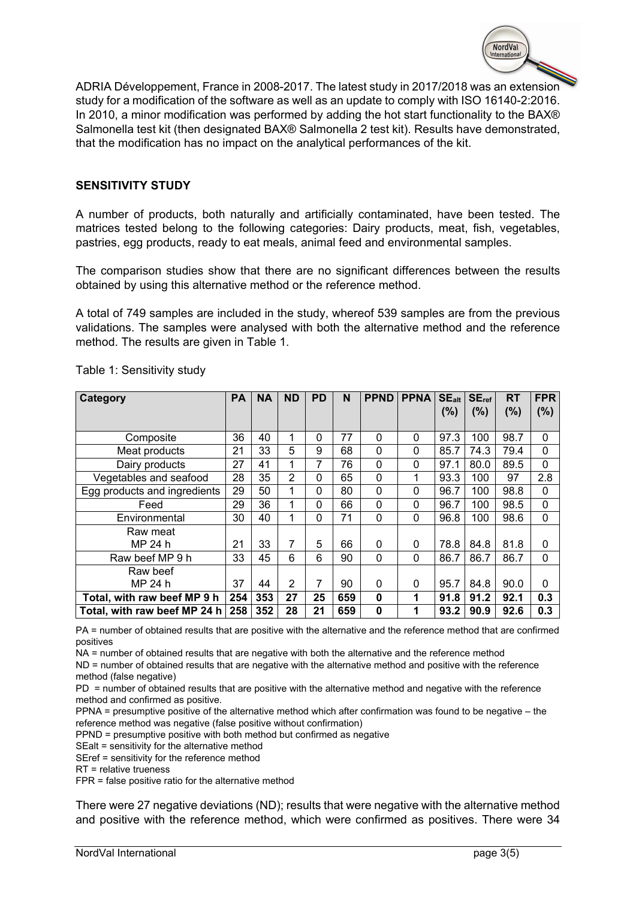ADRIA Développement, France in 2008-2017. The latest study in 2017/2018 was an extension study for a modification of the software as well as an update to comply with ISO 16140-2:2016. In 2010, a minor modification was performed by adding the hot start functionality to the BAX® Salmonella test kit (then designated BAX® Salmonella 2 test kit). Results have demonstrated, that the modification has no impact on the analytical performances of the kit.

## SENSITIVITY STUDY

A number of products, both naturally and artificially contaminated, have been tested. The matrices tested belong to the following categories: Dairy products, meat, fish, vegetables, pastries, egg products, ready to eat meals, animal feed and environmental samples.

The comparison studies show that there are no significant differences between the results obtained by using this alternative method or the reference method.

A total of 749 samples are included in the study, whereof 539 samples are from the previous validations. The samples were analysed with both the alternative method and the reference method. The results are given in Table 1.

Table 1: Sensitivity study

| Category | PA | NA | ND | PD | N | PPND | PPNA | $SE_{alt}$ (%) | $SE_{ref}$ (%) | RT (%) | FPR (%) |
|---|---|---|---|---|---|---|---|---|---|---|---|
| Composite | 36 | 40 | 1 | 0 | 77 | 0 | 0 | 97.3 | 100 | 98.7 | 0 |
| Meat products | 21 | 33 | 5 | 9 | 68 | 0 | 0 | 85.7 | 74.3 | 79.4 | 0 |
| Dairy products | 27 | 41 | 1 | 7 | 76 | 0 | 0 | 97.1 | 80.0 | 89.5 | 0 |
| Vegetables and seafood | 28 | 35 | 2 | 0 | 65 | 0 | 1 | 93.3 | 100 | 97 | 2.8 |
| Egg products and ingredients | 29 | 50 | 1 | 0 | 80 | 0 | 0 | 96.7 | 100 | 98.8 | 0 |
| Feed | 29 | 36 | 1 | 0 | 66 | 0 | 0 | 96.7 | 100 | 98.5 | 0 |
| Environmental | 30 | 40 | 1 | 0 | 71 | 0 | 0 | 96.8 | 100 | 98.6 | 0 |
| Raw meat MP 24 h | 21 | 33 | 7 | 5 | 66 | 0 | 0 | 78.8 | 84.8 | 81.8 | 0 |
| Raw beef MP 9 h | 33 | 45 | 6 | 6 | 90 | 0 | 0 | 86.7 | 86.7 | 86.7 | 0 |
| Raw beef MP 24 h | 37 | 44 | 2 | 7 | 90 | 0 | 0 | 95.7 | 84.8 | 90.0 | 0 |
| **Total, with raw beef MP 9 h** | **254** | **353** | **27** | **25** | **659** | **0** | **1** | **91.8** | **91.2** | **92.1** | **0.3** |
| **Total, with raw beef MP 24 h** | **258** | **352** | **28** | **21** | **659** | **0** | **1** | **93.2** | **90.9** | **92.6** | **0.3** |

PA = number of obtained results that are positive with the alternative and the reference method that are confirmed positives

NA = number of obtained results that are negative with both the alternative and the reference method

ND = number of obtained results that are negative with the alternative method and positive with the reference method (false negative)

PD = number of obtained results that are positive with the alternative method and negative with the reference method and confirmed as positive.

PPNA = presumptive positive of the alternative method which after confirmation was found to be negative – the reference method was negative (false positive without confirmation)

PPND = presumptive positive with both method but confirmed as negative

SEalt = sensitivity for the alternative method

SEref = sensitivity for the reference method

RT = relative trueness

FPR = false positive ratio for the alternative method

There were 27 negative deviations (ND); results that were negative with the alternative method and positive with the reference method, which were confirmed as positives. There were 34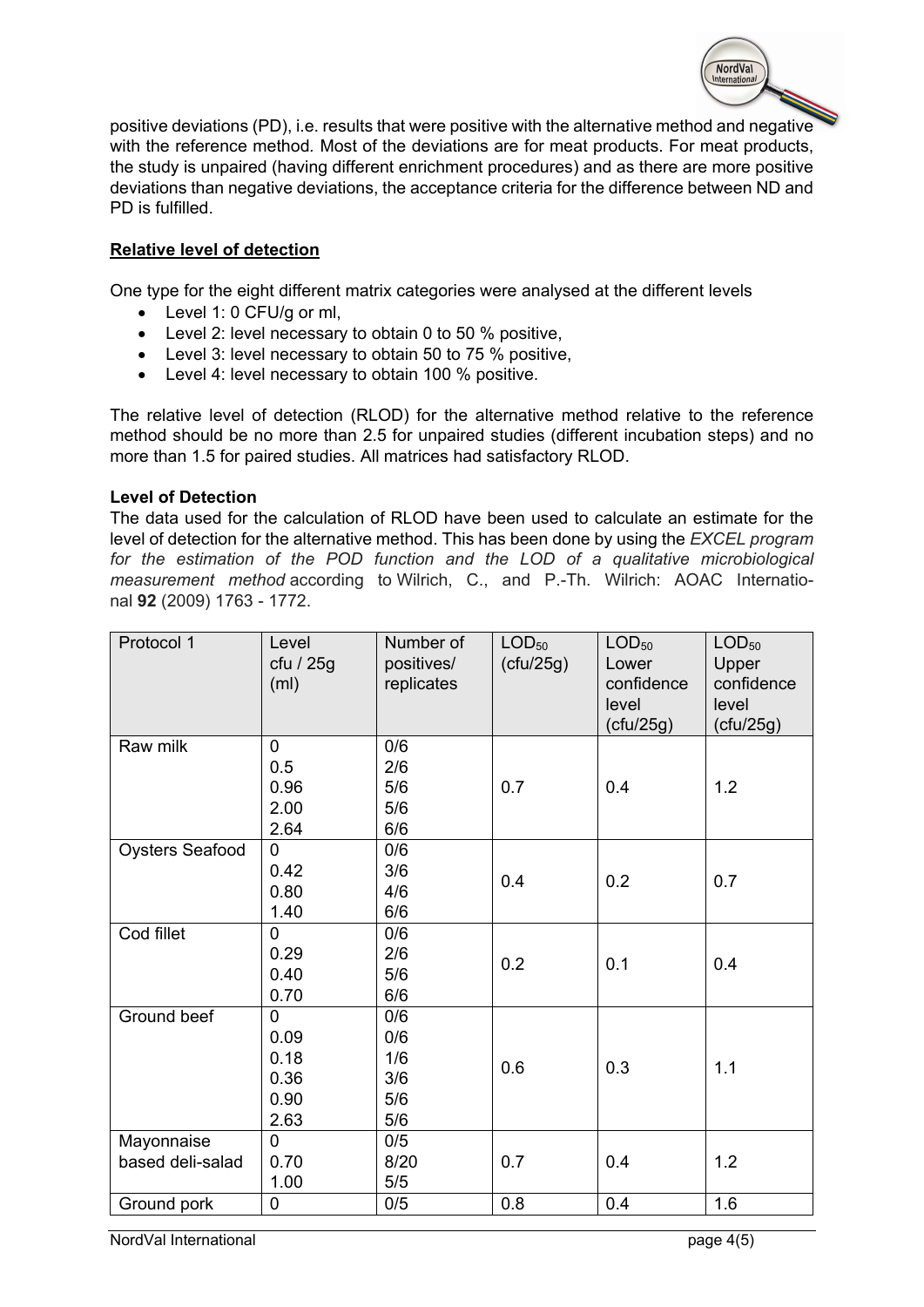positive deviations (PD), i.e. results that were positive with the alternative method and negative with the reference method. Most of the deviations are for meat products. For meat products, the study is unpaired (having different enrichment procedures) and as there are more positive deviations than negative deviations, the acceptance criteria for the difference between ND and PD is fulfilled.

**Relative level of detection**

One type for the eight different matrix categories were analysed at the different levels

- Level 1: 0 CFU/g or ml,
- Level 2: level necessary to obtain 0 to 50 % positive,
- Level 3: level necessary to obtain 50 to 75 % positive,
- Level 4: level necessary to obtain 100 % positive.

The relative level of detection (RLOD) for the alternative method relative to the reference method should be no more than 2.5 for unpaired studies (different incubation steps) and no more than 1.5 for paired studies. All matrices had satisfactory RLOD.

**Level of Detection**

The data used for the calculation of RLOD have been used to calculate an estimate for the level of detection for the alternative method. This has been done by using the *EXCEL program for the estimation of the POD function and the LOD of a qualitative microbiological measurement method* according to Wilrich, C., and P.-Th. Wilrich: AOAC International **92** (2009) 1763 - 1772.

| Protocol 1 | Level cfu / 25g (ml) | Number of positives/ replicates | $LOD_{50}$ (cfu/25g) | $LOD_{50}$ Lower confidence level (cfu/25g) | $LOD_{50}$ Upper confidence level (cfu/25g) |
|---|---|---|---|---|---|
| Raw milk | 0<br>0.5<br>0.96<br>2.00<br>2.64 | 0/6<br>2/6<br>5/6<br>5/6<br>6/6 | 0.7 | 0.4 | 1.2 |
| Oysters Seafood | 0<br>0.42<br>0.80<br>1.40 | 0/6<br>3/6<br>4/6<br>6/6 | 0.4 | 0.2 | 0.7 |
| Cod fillet | 0<br>0.29<br>0.40<br>0.70 | 0/6<br>2/6<br>5/6<br>6/6 | 0.2 | 0.1 | 0.4 |
| Ground beef | 0<br>0.09<br>0.18<br>0.36<br>0.90<br>2.63 | 0/6<br>0/6<br>1/6<br>3/6<br>5/6<br>5/6 | 0.6 | 0.3 | 1.1 |
| Mayonnaise based deli-salad | 0<br>0.70<br>1.00 | 0/5<br>8/20<br>5/5 | 0.7 | 0.4 | 1.2 |
| Ground pork | 0 | 0/5 | 0.8 | 0.4 | 1.6 |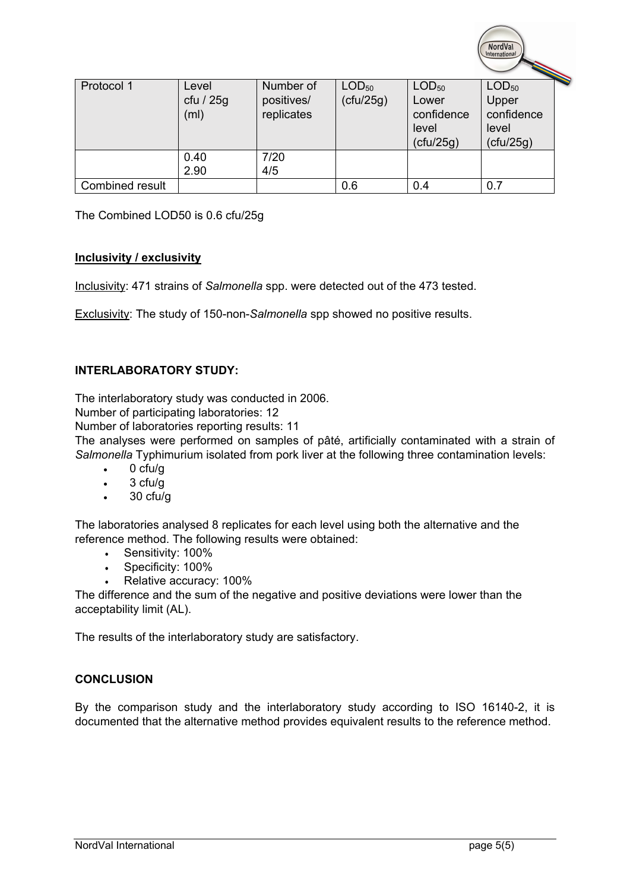| Protocol 1 | Level cfu / 25g (ml) | Number of positives/ replicates | $LOD_{50}$ (cfu/25g) | $LOD_{50}$ Lower confidence level (cfu/25g) | $LOD_{50}$ Upper confidence level (cfu/25g) |
|---|---|---|---|---|---|
| | 0.40<br>2.90 | 7/20<br>4/5 | | | |
| Combined result | | | 0.6 | 0.4 | 0.7 |

The Combined LOD50 is 0.6 cfu/25g

**Inclusivity / exclusivity**

Inclusivity: 471 strains of *Salmonella* spp. were detected out of the 473 tested.

Exclusivity: The study of 150-non-*Salmonella* spp showed no positive results.

**INTERLABORATORY STUDY:**

The interlaboratory study was conducted in 2006.
Number of participating laboratories: 12
Number of laboratories reporting results: 11
The analyses were performed on samples of pâté, artificially contaminated with a strain of *Salmonella* Typhimurium isolated from pork liver at the following three contamination levels:

- 0 cfu/g
- 3 cfu/g
- 30 cfu/g

The laboratories analysed 8 replicates for each level using both the alternative and the reference method. The following results were obtained:

- Sensitivity: 100%
- Specificity: 100%
- Relative accuracy: 100%

The difference and the sum of the negative and positive deviations were lower than the acceptability limit (AL).

The results of the interlaboratory study are satisfactory.

**CONCLUSION**

By the comparison study and the interlaboratory study according to ISO 16140-2, it is documented that the alternative method provides equivalent results to the reference method.